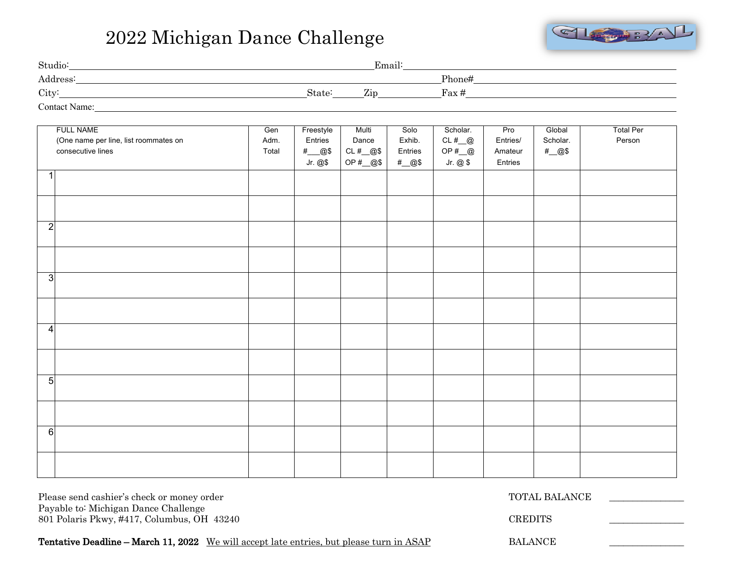# 2022 Michigan Dance Challenge

Studio: ______________________ Email: ______________________

Address: ______________________ Phone# ______________________

City: ______________________ State: ______ Zip ______ Fax # ______________________

Contact Name: ______________________

| | FULL NAME (One name per line, list roommates on consecutive lines | Gen Adm. Total | Freestyle Entries #___@$ Jr. @$ | Multi Dance CL #__@$ OP #__@$ | Solo Exhib. Entries #__@$ | Scholar. CL #__@ OP #__@ Jr. @ $ | Pro Entries/ Amateur Entries | Global Scholar. #__@$ | Total Per Person |
|---|---|---|---|---|---|---|---|---|---|
| 1 | | | | | | | | | |
| | | | | | | | | | |
| 2 | | | | | | | | | |
| | | | | | | | | | |
| 3 | | | | | | | | | |
| | | | | | | | | | |
| 4 | | | | | | | | | |
| | | | | | | | | | |
| 5 | | | | | | | | | |
| | | | | | | | | | |
| 6 | | | | | | | | | |
| | | | | | | | | | |

Please send cashier's check or money order
Payable to: Michigan Dance Challenge
801 Polaris Pkwy, #417, Columbus, OH 43240

TOTAL BALANCE ______________

CREDITS ______________

BALANCE ______________

**Tentative Deadline – March 11, 2022** We will accept late entries, but please turn in ASAP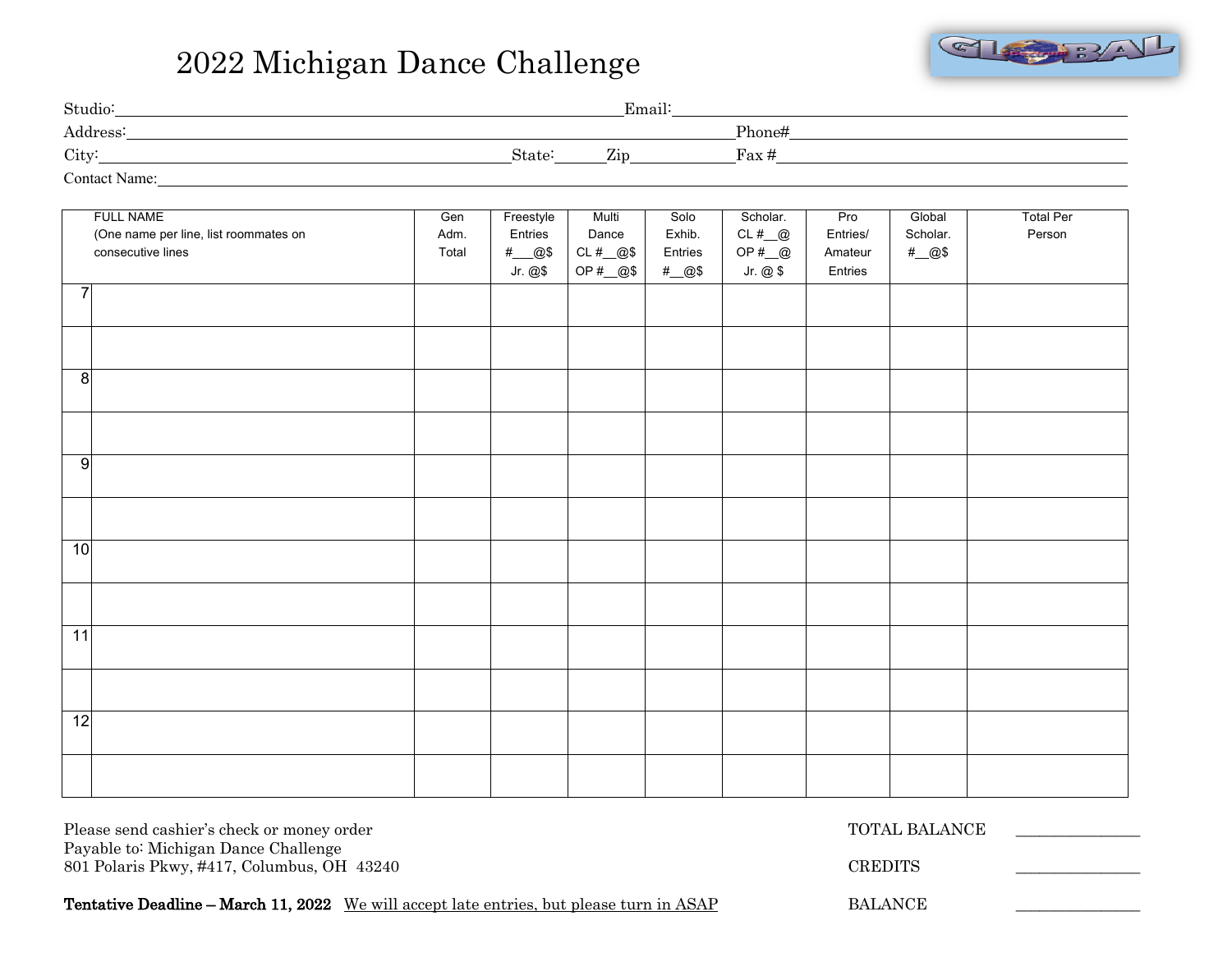# 2022 Michigan Dance Challenge

GLOBAL

Studio: ________________________ Email: ________________________

Address: ________________________ Phone# ________________________

City: ________________________ State: ______ Zip ____________ Fax # ________________________

Contact Name: ________________________

| | FULL NAME<br>(One name per line, list roommates on consecutive lines | Gen Adm. Total | Freestyle Entries #___@$ Jr. @$ | Multi Dance CL #__@$ OP #__@$ | Solo Exhib. Entries #__@$ | Scholar. CL #__@ OP #__@ Jr. @ $ | Pro Entries/ Amateur Entries | Global Scholar. #__@$ | Total Per Person |
|---|---|---|---|---|---|---|---|---|---|
| 7 | | | | | | | | | |
| | | | | | | | | | |
| 8 | | | | | | | | | |
| | | | | | | | | | |
| 9 | | | | | | | | | |
| | | | | | | | | | |
| 10 | | | | | | | | | |
| | | | | | | | | | |
| 11 | | | | | | | | | |
| | | | | | | | | | |
| 12 | | | | | | | | | |
| | | | | | | | | | |

Please send cashier's check or money order
Payable to: Michigan Dance Challenge
801 Polaris Pkwy, #417, Columbus, OH 43240

TOTAL BALANCE ______________

CREDITS ______________

BALANCE ______________

**Tentative Deadline – March 11, 2022** We will accept late entries, but please turn in ASAP